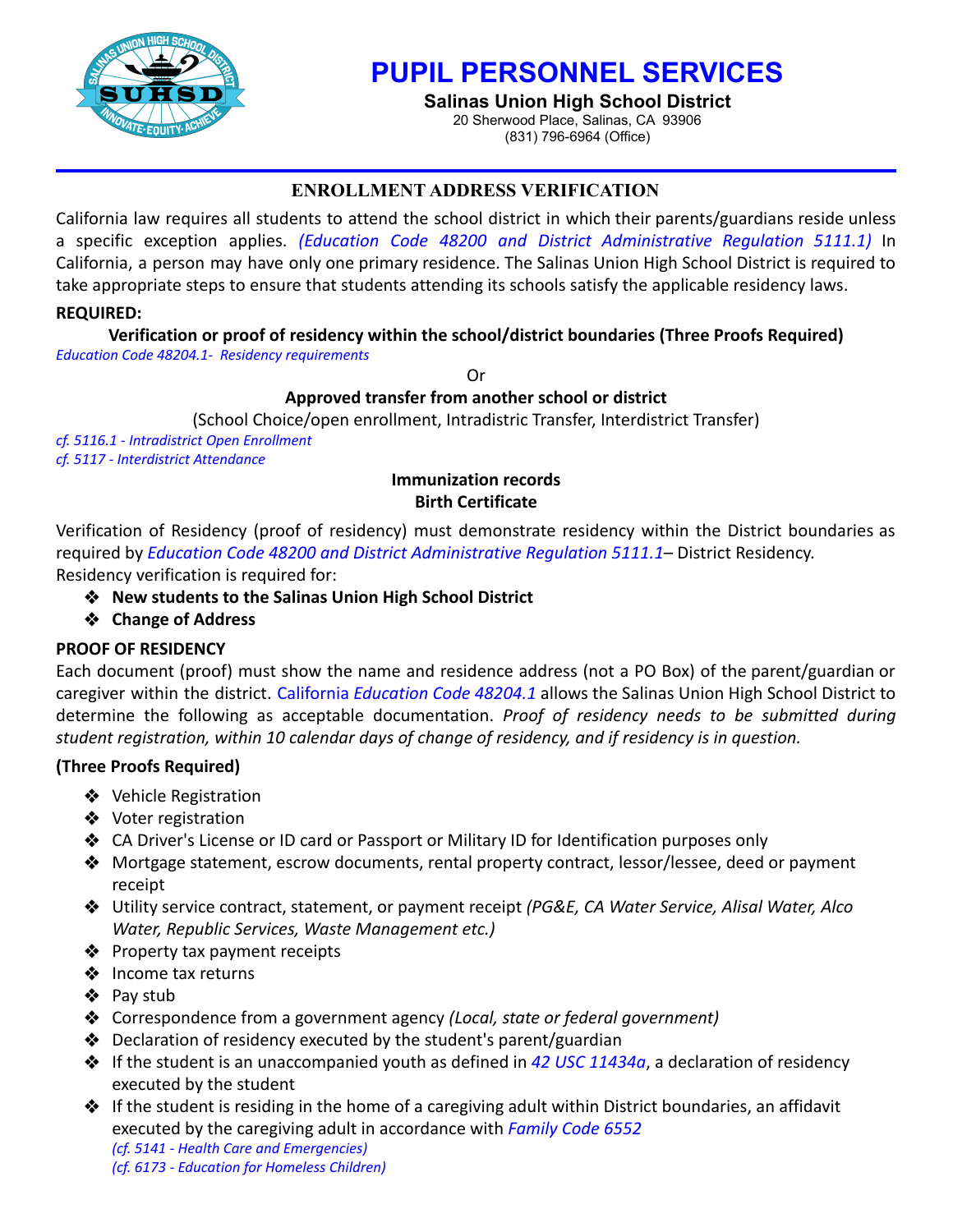# PUPIL PERSONNEL SERVICES

**Salinas Union High School District**
20 Sherwood Place, Salinas, CA 93906
(831) 796-6964 (Office)

## ENROLLMENT ADDRESS VERIFICATION

California law requires all students to attend the school district in which their parents/guardians reside unless a specific exception applies. *(Education Code 48200 and District Administrative Regulation 5111.1)* In California, a person may have only one primary residence. The Salinas Union High School District is required to take appropriate steps to ensure that students attending its schools satisfy the applicable residency laws.

**REQUIRED:**

**Verification or proof of residency within the school/district boundaries (Three Proofs Required)**

*Education Code 48204.1- Residency requirements*

Or

**Approved transfer from another school or district**

(School Choice/open enrollment, Intradistric Transfer, Interdistrict Transfer)

*cf. 5116.1 - Intradistrict Open Enrollment*
*cf. 5117 - Interdistrict Attendance*

**Immunization records**
**Birth Certificate**

Verification of Residency (proof of residency) must demonstrate residency within the District boundaries as required by *Education Code 48200 and District Administrative Regulation 5111.1*– District Residency. Residency verification is required for:

- **New students to the Salinas Union High School District**
- **Change of Address**

**PROOF OF RESIDENCY**

Each document (proof) must show the name and residence address (not a PO Box) of the parent/guardian or caregiver within the district. California *Education Code 48204.1* allows the Salinas Union High School District to determine the following as acceptable documentation. *Proof of residency needs to be submitted during student registration, within 10 calendar days of change of residency, and if residency is in question.*

**(Three Proofs Required)**

- Vehicle Registration
- Voter registration
- CA Driver's License or ID card or Passport or Military ID for Identification purposes only
- Mortgage statement, escrow documents, rental property contract, lessor/lessee, deed or payment receipt
- Utility service contract, statement, or payment receipt *(PG&E, CA Water Service, Alisal Water, Alco Water, Republic Services, Waste Management etc.)*
- Property tax payment receipts
- Income tax returns
- Pay stub
- Correspondence from a government agency *(Local, state or federal government)*
- Declaration of residency executed by the student's parent/guardian
- If the student is an unaccompanied youth as defined in *42 USC 11434a*, a declaration of residency executed by the student
- If the student is residing in the home of a caregiving adult within District boundaries, an affidavit executed by the caregiving adult in accordance with *Family Code 6552*
  *(cf. 5141 - Health Care and Emergencies)*
  *(cf. 6173 - Education for Homeless Children)*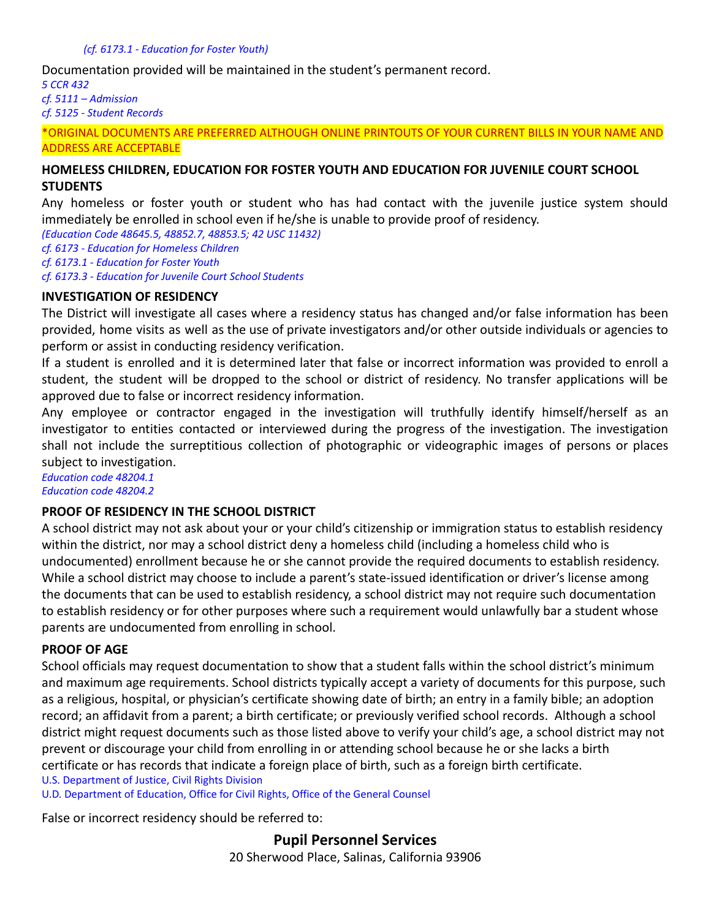*(cf. 6173.1 - Education for Foster Youth)*

Documentation provided will be maintained in the student's permanent record.

*5 CCR 432*
*cf. 5111 – Admission*
*cf. 5125 - Student Records*

*ORIGINAL DOCUMENTS ARE PREFERRED ALTHOUGH ONLINE PRINTOUTS OF YOUR CURRENT BILLS IN YOUR NAME AND ADDRESS ARE ACCEPTABLE

**HOMELESS CHILDREN, EDUCATION FOR FOSTER YOUTH AND EDUCATION FOR JUVENILE COURT SCHOOL STUDENTS**

Any homeless or foster youth or student who has had contact with the juvenile justice system should immediately be enrolled in school even if he/she is unable to provide proof of residency.

*(Education Code 48645.5, 48852.7, 48853.5; 42 USC 11432)*
*cf. 6173 - Education for Homeless Children*
*cf. 6173.1 - Education for Foster Youth*
*cf. 6173.3 - Education for Juvenile Court School Students*

**INVESTIGATION OF RESIDENCY**

The District will investigate all cases where a residency status has changed and/or false information has been provided, home visits as well as the use of private investigators and/or other outside individuals or agencies to perform or assist in conducting residency verification.

If a student is enrolled and it is determined later that false or incorrect information was provided to enroll a student, the student will be dropped to the school or district of residency. No transfer applications will be approved due to false or incorrect residency information.

Any employee or contractor engaged in the investigation will truthfully identify himself/herself as an investigator to entities contacted or interviewed during the progress of the investigation. The investigation shall not include the surreptitious collection of photographic or videographic images of persons or places subject to investigation.

*Education code 48204.1*
*Education code 48204.2*

**PROOF OF RESIDENCY IN THE SCHOOL DISTRICT**

A school district may not ask about your or your child's citizenship or immigration status to establish residency within the district, nor may a school district deny a homeless child (including a homeless child who is undocumented) enrollment because he or she cannot provide the required documents to establish residency. While a school district may choose to include a parent's state-issued identification or driver's license among the documents that can be used to establish residency, a school district may not require such documentation to establish residency or for other purposes where such a requirement would unlawfully bar a student whose parents are undocumented from enrolling in school.

**PROOF OF AGE**

School officials may request documentation to show that a student falls within the school district's minimum and maximum age requirements. School districts typically accept a variety of documents for this purpose, such as a religious, hospital, or physician's certificate showing date of birth; an entry in a family bible; an adoption record; an affidavit from a parent; a birth certificate; or previously verified school records. Although a school district might request documents such as those listed above to verify your child's age, a school district may not prevent or discourage your child from enrolling in or attending school because he or she lacks a birth certificate or has records that indicate a foreign place of birth, such as a foreign birth certificate.

U.S. Department of Justice, Civil Rights Division
U.D. Department of Education, Office for Civil Rights, Office of the General Counsel

False or incorrect residency should be referred to:

**Pupil Personnel Services**
20 Sherwood Place, Salinas, California 93906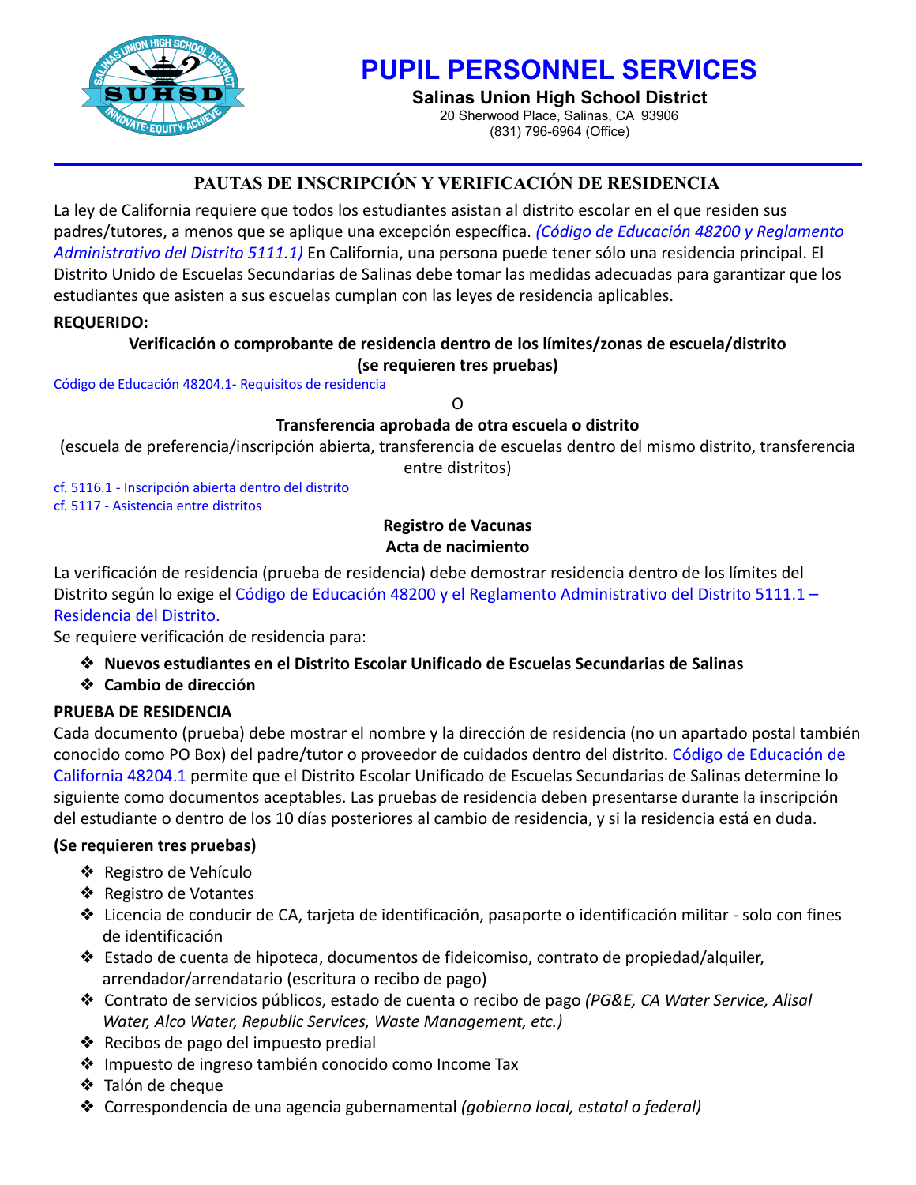# PUPIL PERSONNEL SERVICES

**Salinas Union High School District**
20 Sherwood Place, Salinas, CA 93906
(831) 796-6964 (Office)

## PAUTAS DE INSCRIPCIÓN Y VERIFICACIÓN DE RESIDENCIA

La ley de California requiere que todos los estudiantes asistan al distrito escolar en el que residen sus padres/tutores, a menos que se aplique una excepción específica. *(Código de Educación 48200 y Reglamento Administrativo del Distrito 5111.1)* En California, una persona puede tener sólo una residencia principal. El Distrito Unido de Escuelas Secundarias de Salinas debe tomar las medidas adecuadas para garantizar que los estudiantes que asisten a sus escuelas cumplan con las leyes de residencia aplicables.

**REQUERIDO:**

**Verificación o comprobante de residencia dentro de los límites/zonas de escuela/distrito (se requieren tres pruebas)**

Código de Educación 48204.1- Requisitos de residencia

O

**Transferencia aprobada de otra escuela o distrito**
(escuela de preferencia/inscripción abierta, transferencia de escuelas dentro del mismo distrito, transferencia entre distritos)

cf. 5116.1 - Inscripción abierta dentro del distrito
cf. 5117 - Asistencia entre distritos

**Registro de Vacunas**
**Acta de nacimiento**

La verificación de residencia (prueba de residencia) debe demostrar residencia dentro de los límites del Distrito según lo exige el Código de Educación 48200 y el Reglamento Administrativo del Distrito 5111.1 – Residencia del Distrito.

Se requiere verificación de residencia para:

- **Nuevos estudiantes en el Distrito Escolar Unificado de Escuelas Secundarias de Salinas**
- **Cambio de dirección**

**PRUEBA DE RESIDENCIA**

Cada documento (prueba) debe mostrar el nombre y la dirección de residencia (no un apartado postal también conocido como PO Box) del padre/tutor o proveedor de cuidados dentro del distrito. Código de Educación de California 48204.1 permite que el Distrito Escolar Unificado de Escuelas Secundarias de Salinas determine lo siguiente como documentos aceptables. Las pruebas de residencia deben presentarse durante la inscripción del estudiante o dentro de los 10 días posteriores al cambio de residencia, y si la residencia está en duda.

**(Se requieren tres pruebas)**

- Registro de Vehículo
- Registro de Votantes
- Licencia de conducir de CA, tarjeta de identificación, pasaporte o identificación militar - solo con fines de identificación
- Estado de cuenta de hipoteca, documentos de fideicomiso, contrato de propiedad/alquiler, arrendador/arrendatario (escritura o recibo de pago)
- Contrato de servicios públicos, estado de cuenta o recibo de pago *(PG&E, CA Water Service, Alisal Water, Alco Water, Republic Services, Waste Management, etc.)*
- Recibos de pago del impuesto predial
- Impuesto de ingreso también conocido como Income Tax
- Talón de cheque
- Correspondencia de una agencia gubernamental *(gobierno local, estatal o federal)*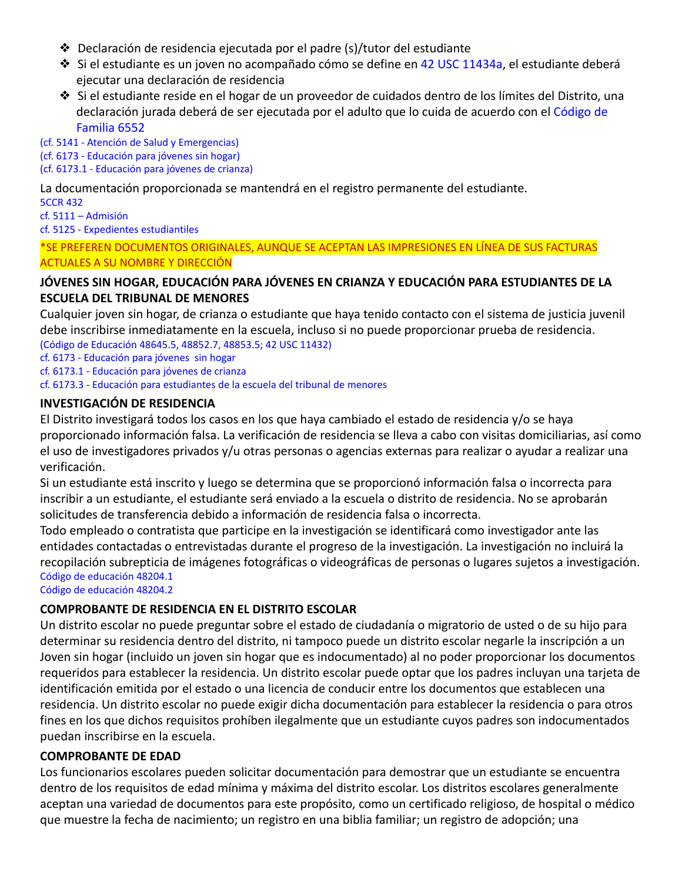- Declaración de residencia ejecutada por el padre (s)/tutor del estudiante
- Si el estudiante es un joven no acompañado cómo se define en 42 USC 11434a, el estudiante deberá ejecutar una declaración de residencia
- Si el estudiante reside en el hogar de un proveedor de cuidados dentro de los límites del Distrito, una declaración jurada deberá de ser ejecutada por el adulto que lo cuida de acuerdo con el Código de Familia 6552

(cf. 5141 - Atención de Salud y Emergencias)
(cf. 6173 - Educación para jóvenes sin hogar)
(cf. 6173.1 - Educación para jóvenes de crianza)

La documentación proporcionada se mantendrá en el registro permanente del estudiante.

5CCR 432
cf. 5111 – Admisión
cf. 5125 - Expedientes estudiantiles

*SE PREFEREN DOCUMENTOS ORIGINALES, AUNQUE SE ACEPTAN LAS IMPRESIONES EN LÍNEA DE SUS FACTURAS ACTUALES A SU NOMBRE Y DIRECCIÓN

**JÓVENES SIN HOGAR, EDUCACIÓN PARA JÓVENES EN CRIANZA Y EDUCACIÓN PARA ESTUDIANTES DE LA ESCUELA DEL TRIBUNAL DE MENORES**

Cualquier joven sin hogar, de crianza o estudiante que haya tenido contacto con el sistema de justicia juvenil debe inscribirse inmediatamente en la escuela, incluso si no puede proporcionar prueba de residencia.

(Código de Educación 48645.5, 48852.7, 48853.5; 42 USC 11432)
cf. 6173 - Educación para jóvenes sin hogar
cf. 6173.1 - Educación para jóvenes de crianza
cf. 6173.3 - Educación para estudiantes de la escuela del tribunal de menores

**INVESTIGACIÓN DE RESIDENCIA**

El Distrito investigará todos los casos en los que haya cambiado el estado de residencia y/o se haya proporcionado información falsa. La verificación de residencia se lleva a cabo con visitas domiciliarias, así como el uso de investigadores privados y/u otras personas o agencias externas para realizar o ayudar a realizar una verificación.

Si un estudiante está inscrito y luego se determina que se proporcionó información falsa o incorrecta para inscribir a un estudiante, el estudiante será enviado a la escuela o distrito de residencia. No se aprobarán solicitudes de transferencia debido a información de residencia falsa o incorrecta.

Todo empleado o contratista que participe en la investigación se identificará como investigador ante las entidades contactadas o entrevistadas durante el progreso de la investigación. La investigación no incluirá la recopilación subrepticia de imágenes fotográficas o videográficas de personas o lugares sujetos a investigación.

Código de educación 48204.1
Código de educación 48204.2

**COMPROBANTE DE RESIDENCIA EN EL DISTRITO ESCOLAR**

Un distrito escolar no puede preguntar sobre el estado de ciudadanía o migratorio de usted o de su hijo para determinar su residencia dentro del distrito, ni tampoco puede un distrito escolar negarle la inscripción a un Joven sin hogar (incluido un joven sin hogar que es indocumentado) al no poder proporcionar los documentos requeridos para establecer la residencia. Un distrito escolar puede optar que los padres incluyan una tarjeta de identificación emitida por el estado o una licencia de conducir entre los documentos que establecen una residencia. Un distrito escolar no puede exigir dicha documentación para establecer la residencia o para otros fines en los que dichos requisitos prohíben ilegalmente que un estudiante cuyos padres son indocumentados puedan inscribirse en la escuela.

**COMPROBANTE DE EDAD**

Los funcionarios escolares pueden solicitar documentación para demostrar que un estudiante se encuentra dentro de los requisitos de edad mínima y máxima del distrito escolar. Los distritos escolares generalmente aceptan una variedad de documentos para este propósito, como un certificado religioso, de hospital o médico que muestre la fecha de nacimiento; un registro en una biblia familiar; un registro de adopción; una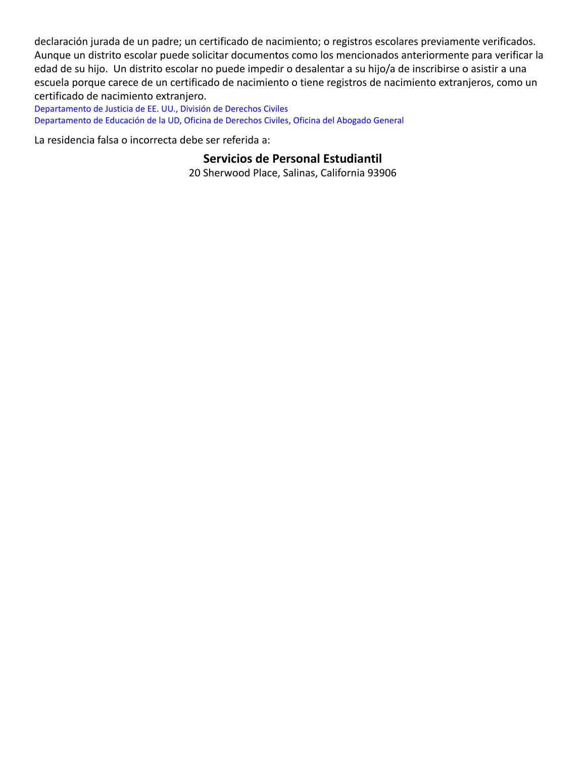declaración jurada de un padre; un certificado de nacimiento; o registros escolares previamente verificados. Aunque un distrito escolar puede solicitar documentos como los mencionados anteriormente para verificar la edad de su hijo. Un distrito escolar no puede impedir o desalentar a su hijo/a de inscribirse o asistir a una escuela porque carece de un certificado de nacimiento o tiene registros de nacimiento extranjeros, como un certificado de nacimiento extranjero.

Departamento de Justicia de EE. UU., División de Derechos Civiles
Departamento de Educación de la UD, Oficina de Derechos Civiles, Oficina del Abogado General

La residencia falsa o incorrecta debe ser referida a:

**Servicios de Personal Estudiantil**
20 Sherwood Place, Salinas, California 93906